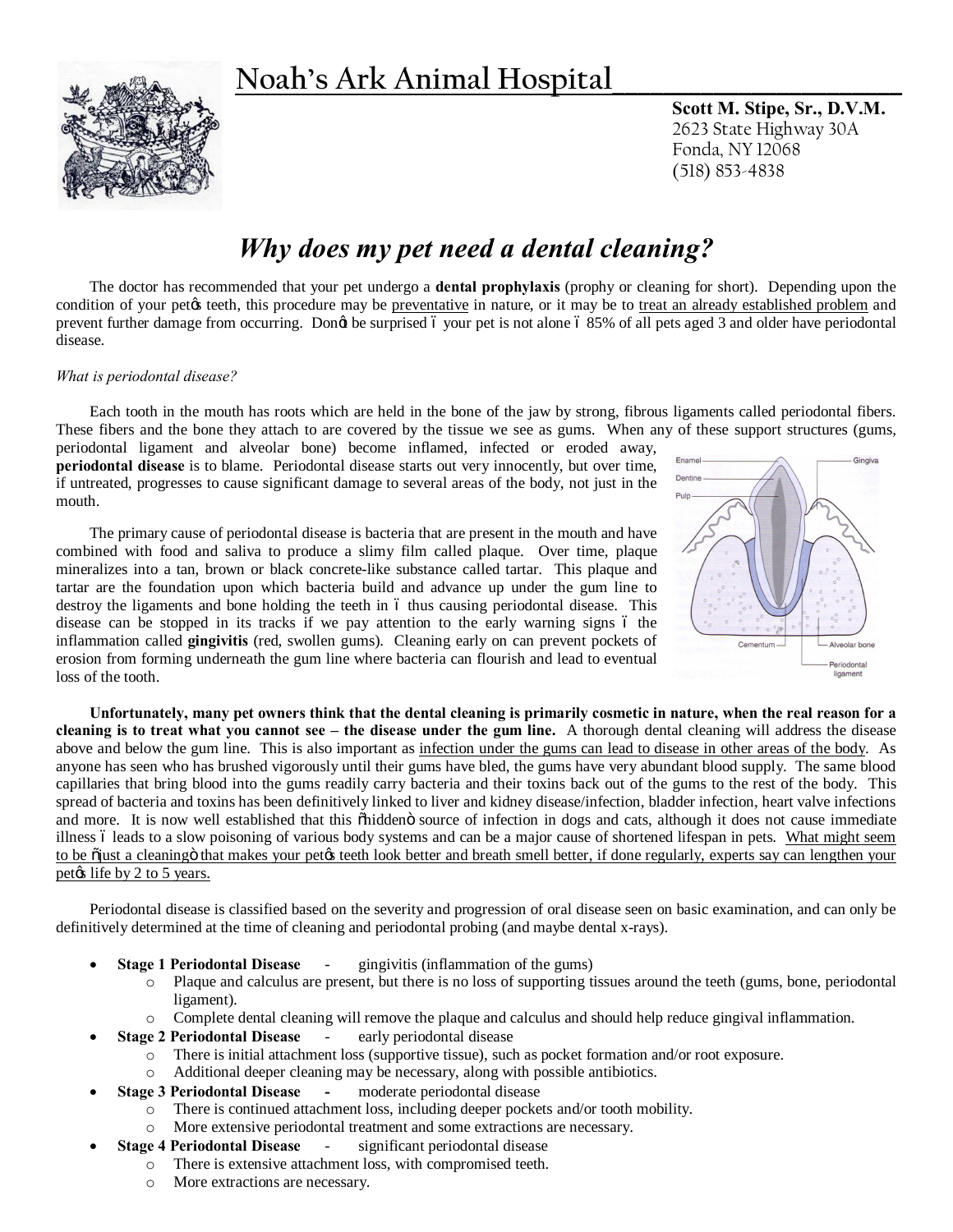# Noah's Ark Animal Hospital

**Scott M. Stipe, Sr., D.V.M.**
2623 State Highway 30A
Fonda, NY 12068
(518) 853-4838

## *Why does my pet need a dental cleaning?*

The doctor has recommended that your pet undergo a **dental prophylaxis** (prophy or cleaning for short). Depending upon the condition of your pet's teeth, this procedure may be preventative in nature, or it may be to treat an already established problem and prevent further damage from occurring. Don't be surprised – your pet is not alone – 85% of all pets aged 3 and older have periodontal disease.

*What is periodontal disease?*

Each tooth in the mouth has roots which are held in the bone of the jaw by strong, fibrous ligaments called periodontal fibers. These fibers and the bone they attach to are covered by the tissue we see as gums. When any of these support structures (gums, periodontal ligament and alveolar bone) become inflamed, infected or eroded away, **periodontal disease** is to blame. Periodontal disease starts out very innocently, but over time, if untreated, progresses to cause significant damage to several areas of the body, not just in the mouth.

Enamel, Dentine, Pulp, Gingiva, Cementum, Alveolar bone, Periodontal ligament

The primary cause of periodontal disease is bacteria that are present in the mouth and have combined with food and saliva to produce a slimy film called plaque. Over time, plaque mineralizes into a tan, brown or black concrete-like substance called tartar. This plaque and tartar are the foundation upon which bacteria build and advance up under the gum line to destroy the ligaments and bone holding the teeth in – thus causing periodontal disease. This disease can be stopped in its tracks if we pay attention to the early warning signs – the inflammation called **gingivitis** (red, swollen gums). Cleaning early on can prevent pockets of erosion from forming underneath the gum line where bacteria can flourish and lead to eventual loss of the tooth.

**Unfortunately, many pet owners think that the dental cleaning is primarily cosmetic in nature, when the real reason for a cleaning is to treat what you cannot see – the disease under the gum line.** A thorough dental cleaning will address the disease above and below the gum line. This is also important as infection under the gums can lead to disease in other areas of the body. As anyone has seen who has brushed vigorously until their gums have bled, the gums have very abundant blood supply. The same blood capillaries that bring blood into the gums readily carry bacteria and their toxins back out of the gums to the rest of the body. This spread of bacteria and toxins has been definitively linked to liver and kidney disease/infection, bladder infection, heart valve infections and more. It is now well established that this "hidden" source of infection in dogs and cats, although it does not cause immediate illness – leads to a slow poisoning of various body systems and can be a major cause of shortened lifespan in pets. What might seem to be "just a cleaning" that makes your pet's teeth look better and breath smell better, if done regularly, experts say can lengthen your pet's life by 2 to 5 years.

Periodontal disease is classified based on the severity and progression of oral disease seen on basic examination, and can only be definitively determined at the time of cleaning and periodontal probing (and maybe dental x-rays).

- **Stage 1 Periodontal Disease** - gingivitis (inflammation of the gums)
  - Plaque and calculus are present, but there is no loss of supporting tissues around the teeth (gums, bone, periodontal ligament).
  - Complete dental cleaning will remove the plaque and calculus and should help reduce gingival inflammation.
- **Stage 2 Periodontal Disease** - early periodontal disease
  - There is initial attachment loss (supportive tissue), such as pocket formation and/or root exposure.
  - Additional deeper cleaning may be necessary, along with possible antibiotics.
- **Stage 3 Periodontal Disease** - moderate periodontal disease
  - There is continued attachment loss, including deeper pockets and/or tooth mobility.
  - More extensive periodontal treatment and some extractions are necessary.
- **Stage 4 Periodontal Disease** - significant periodontal disease
  - There is extensive attachment loss, with compromised teeth.
  - More extractions are necessary.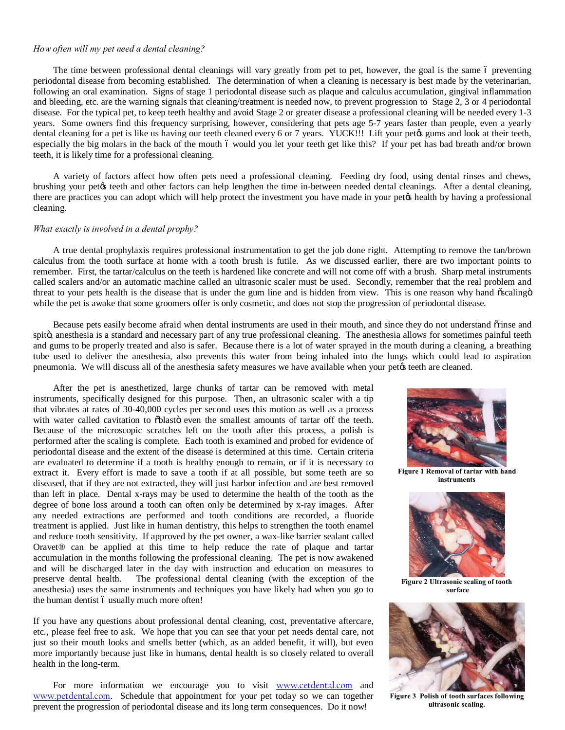*How often will my pet need a dental cleaning?*

The time between professional dental cleanings will vary greatly from pet to pet, however, the goal is the same – preventing periodontal disease from becoming established. The determination of when a cleaning is necessary is best made by the veterinarian, following an oral examination. Signs of stage 1 periodontal disease such as plaque and calculus accumulation, gingival inflammation and bleeding, etc. are the warning signals that cleaning/treatment is needed now, to prevent progression to Stage 2, 3 or 4 periodontal disease. For the typical pet, to keep teeth healthy and avoid Stage 2 or greater disease a professional cleaning will be needed every 1-3 years. Some owners find this frequency surprising, however, considering that pets age 5-7 years faster than people, even a yearly dental cleaning for a pet is like us having our teeth cleaned every 6 or 7 years. YUCK!!! Lift your pet's gums and look at their teeth, especially the big molars in the back of the mouth – would you let your teeth get like this? If your pet has bad breath and/or brown teeth, it is likely time for a professional cleaning.

A variety of factors affect how often pets need a professional cleaning. Feeding dry food, using dental rinses and chews, brushing your pet's teeth and other factors can help lengthen the time in-between needed dental cleanings. After a dental cleaning, there are practices you can adopt which will help protect the investment you have made in your pet's health by having a professional cleaning.

*What exactly is involved in a dental prophy?*

A true dental prophylaxis requires professional instrumentation to get the job done right. Attempting to remove the tan/brown calculus from the tooth surface at home with a tooth brush is futile. As we discussed earlier, there are two important points to remember. First, the tartar/calculus on the teeth is hardened like concrete and will not come off with a brush. Sharp metal instruments called scalers and/or an automatic machine called an ultrasonic scaler must be used. Secondly, remember that the real problem and threat to your pets health is the disease that is under the gum line and is hidden from view. This is one reason why hand "scaling" while the pet is awake that some groomers offer is only cosmetic, and does not stop the progression of periodontal disease.

Because pets easily become afraid when dental instruments are used in their mouth, and since they do not understand "rinse and spit", anesthesia is a standard and necessary part of any true professional cleaning. The anesthesia allows for sometimes painful teeth and gums to be properly treated and also is safer. Because there is a lot of water sprayed in the mouth during a cleaning, a breathing tube used to deliver the anesthesia, also prevents this water from being inhaled into the lungs which could lead to aspiration pneumonia. We will discuss all of the anesthesia safety measures we have available when your pet's teeth are cleaned.

After the pet is anesthetized, large chunks of tartar can be removed with metal instruments, specifically designed for this purpose. Then, an ultrasonic scaler with a tip that vibrates at rates of 30-40,000 cycles per second uses this motion as well as a process with water called cavitation to "blast" even the smallest amounts of tartar off the teeth. Because of the microscopic scratches left on the tooth after this process, a polish is performed after the scaling is complete. Each tooth is examined and probed for evidence of periodontal disease and the extent of the disease is determined at this time. Certain criteria are evaluated to determine if a tooth is healthy enough to remain, or if it is necessary to extract it. Every effort is made to save a tooth if at all possible, but some teeth are so diseased, that if they are not extracted, they will just harbor infection and are best removed than left in place. Dental x-rays may be used to determine the health of the tooth as the degree of bone loss around a tooth can often only be determined by x-ray images. After any needed extractions are performed and tooth conditions are recorded, a fluoride treatment is applied. Just like in human dentistry, this helps to strengthen the tooth enamel and reduce tooth sensitivity. If approved by the pet owner, a wax-like barrier sealant called Oravet® can be applied at this time to help reduce the rate of plaque and tartar accumulation in the months following the professional cleaning. The pet is now awakened and will be discharged later in the day with instruction and education on measures to preserve dental health. The professional dental cleaning (with the exception of the anesthesia) uses the same instruments and techniques you have likely had when you go to the human dentist – usually much more often!

**Figure 1 Removal of tartar with hand instruments**

**Figure 2 Ultrasonic scaling of tooth surface**

**Figure 3 Polish of tooth surfaces following ultrasonic scaling.**

If you have any questions about professional dental cleaning, cost, preventative aftercare, etc., please feel free to ask. We hope that you can see that your pet needs dental care, not just so their mouth looks and smells better (which, as an added benefit, it will), but even more importantly because just like in humans, dental health is so closely related to overall health in the long-term.

For more information we encourage you to visit www.cetdental.com and www.petdental.com. Schedule that appointment for your pet today so we can together prevent the progression of periodontal disease and its long term consequences. Do it now!